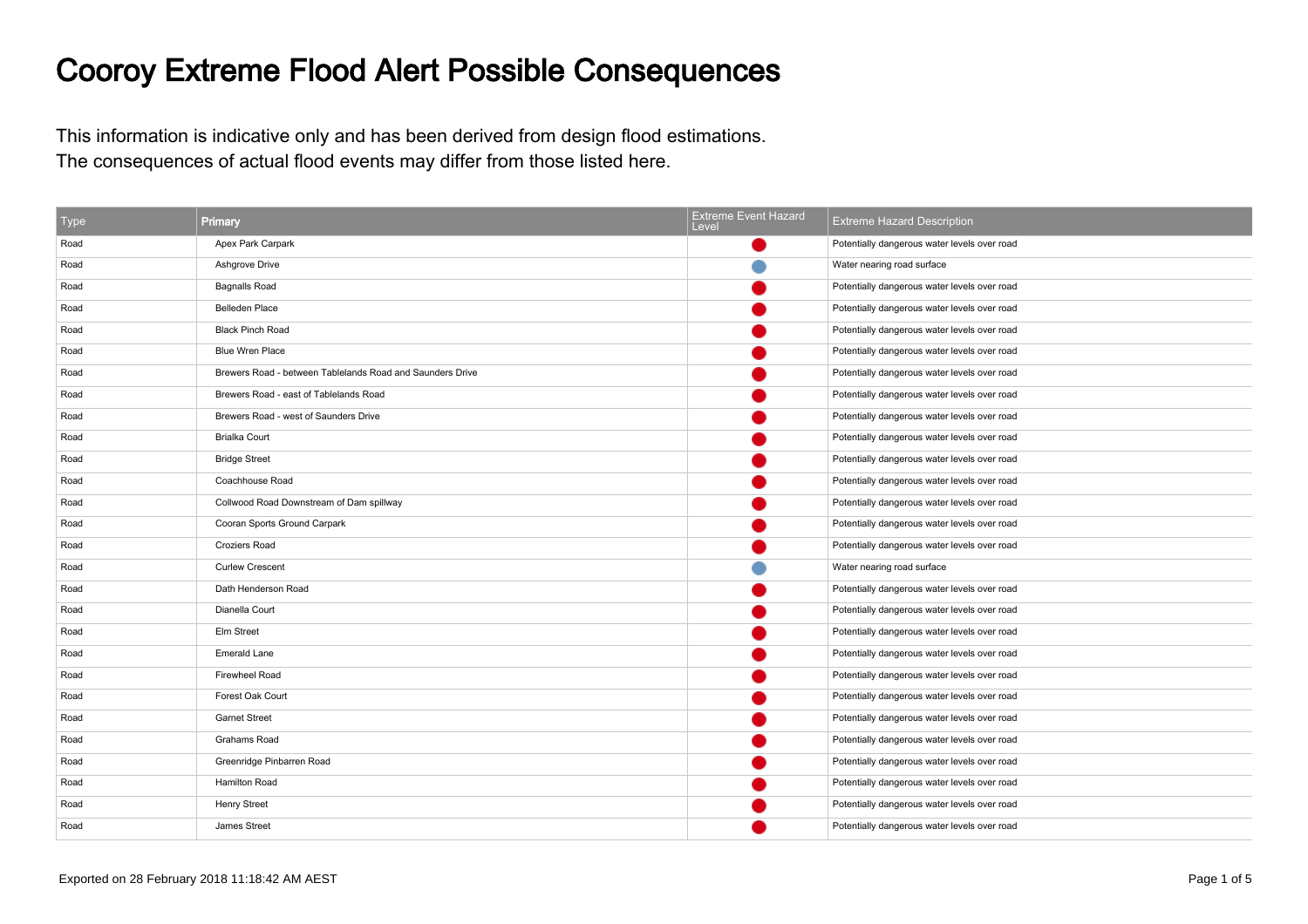# Cooroy Extreme Flood Alert Possible Consequences

This information is indicative only and has been derived from design flood estimations.
The consequences of actual flood events may differ from those listed here.

| Type | Primary | Extreme Event Hazard Level | Extreme Hazard Description |
|---|---|---|---|
| Road | Apex Park Carpark | Red | Potentially dangerous water levels over road |
| Road | Ashgrove Drive | Blue | Water nearing road surface |
| Road | Bagnalls Road | Red | Potentially dangerous water levels over road |
| Road | Belleden Place | Red | Potentially dangerous water levels over road |
| Road | Black Pinch Road | Red | Potentially dangerous water levels over road |
| Road | Blue Wren Place | Red | Potentially dangerous water levels over road |
| Road | Brewers Road - between Tablelands Road and Saunders Drive | Red | Potentially dangerous water levels over road |
| Road | Brewers Road - east of Tablelands Road | Red | Potentially dangerous water levels over road |
| Road | Brewers Road - west of Saunders Drive | Red | Potentially dangerous water levels over road |
| Road | Brialka Court | Red | Potentially dangerous water levels over road |
| Road | Bridge Street | Red | Potentially dangerous water levels over road |
| Road | Coachhouse Road | Red | Potentially dangerous water levels over road |
| Road | Collwood Road Downstream of Dam spillway | Red | Potentially dangerous water levels over road |
| Road | Cooran Sports Ground Carpark | Red | Potentially dangerous water levels over road |
| Road | Croziers Road | Red | Potentially dangerous water levels over road |
| Road | Curlew Crescent | Blue | Water nearing road surface |
| Road | Dath Henderson Road | Red | Potentially dangerous water levels over road |
| Road | Dianella Court | Red | Potentially dangerous water levels over road |
| Road | Elm Street | Red | Potentially dangerous water levels over road |
| Road | Emerald Lane | Red | Potentially dangerous water levels over road |
| Road | Firewheel Road | Red | Potentially dangerous water levels over road |
| Road | Forest Oak Court | Red | Potentially dangerous water levels over road |
| Road | Garnet Street | Red | Potentially dangerous water levels over road |
| Road | Grahams Road | Red | Potentially dangerous water levels over road |
| Road | Greenridge Pinbarren Road | Red | Potentially dangerous water levels over road |
| Road | Hamilton Road | Red | Potentially dangerous water levels over road |
| Road | Henry Street | Red | Potentially dangerous water levels over road |
| Road | James Street | Red | Potentially dangerous water levels over road |

Exported on 28 February 2018 11:18:42 AM AEST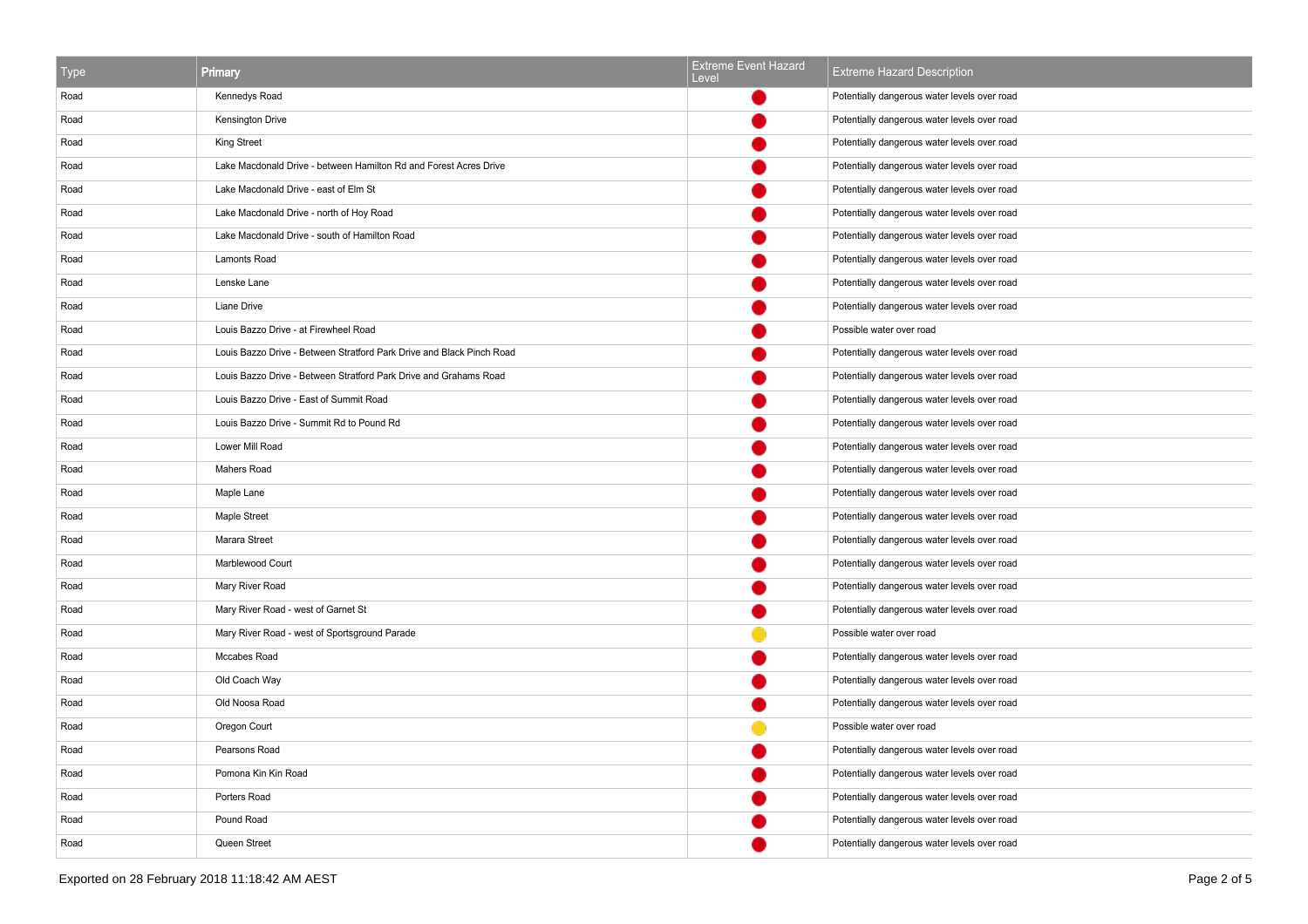| Type | Primary | Extreme Event Hazard Level | Extreme Hazard Description |
| --- | --- | --- | --- |
| Road | Kennedys Road | 🔴 | Potentially dangerous water levels over road |
| Road | Kensington Drive | 🔴 | Potentially dangerous water levels over road |
| Road | King Street | 🔴 | Potentially dangerous water levels over road |
| Road | Lake Macdonald Drive - between Hamilton Rd and Forest Acres Drive | 🔴 | Potentially dangerous water levels over road |
| Road | Lake Macdonald Drive - east of Elm St | 🔴 | Potentially dangerous water levels over road |
| Road | Lake Macdonald Drive - north of Hoy Road | 🔴 | Potentially dangerous water levels over road |
| Road | Lake Macdonald Drive - south of Hamilton Road | 🔴 | Potentially dangerous water levels over road |
| Road | Lamonts Road | 🔴 | Potentially dangerous water levels over road |
| Road | Lenske Lane | 🔴 | Potentially dangerous water levels over road |
| Road | Liane Drive | 🔴 | Potentially dangerous water levels over road |
| Road | Louis Bazzo Drive - at Firewheel Road | 🔴 | Possible water over road |
| Road | Louis Bazzo Drive - Between Stratford Park Drive and Black Pinch Road | 🔴 | Potentially dangerous water levels over road |
| Road | Louis Bazzo Drive - Between Stratford Park Drive and Grahams Road | 🔴 | Potentially dangerous water levels over road |
| Road | Louis Bazzo Drive - East of Summit Road | 🔴 | Potentially dangerous water levels over road |
| Road | Louis Bazzo Drive - Summit Rd to Pound Rd | 🔴 | Potentially dangerous water levels over road |
| Road | Lower Mill Road | 🔴 | Potentially dangerous water levels over road |
| Road | Mahers Road | 🔴 | Potentially dangerous water levels over road |
| Road | Maple Lane | 🔴 | Potentially dangerous water levels over road |
| Road | Maple Street | 🔴 | Potentially dangerous water levels over road |
| Road | Marara Street | 🔴 | Potentially dangerous water levels over road |
| Road | Marblewood Court | 🔴 | Potentially dangerous water levels over road |
| Road | Mary River Road | 🔴 | Potentially dangerous water levels over road |
| Road | Mary River Road - west of Garnet St | 🔴 | Potentially dangerous water levels over road |
| Road | Mary River Road - west of Sportsground Parade | 🟡 | Possible water over road |
| Road | Mccabes Road | 🔴 | Potentially dangerous water levels over road |
| Road | Old Coach Way | 🔴 | Potentially dangerous water levels over road |
| Road | Old Noosa Road | 🔴 | Potentially dangerous water levels over road |
| Road | Oregon Court | 🟡 | Possible water over road |
| Road | Pearsons Road | 🔴 | Potentially dangerous water levels over road |
| Road | Pomona Kin Kin Road | 🔴 | Potentially dangerous water levels over road |
| Road | Porters Road | 🔴 | Potentially dangerous water levels over road |
| Road | Pound Road | 🔴 | Potentially dangerous water levels over road |
| Road | Queen Street | 🔴 | Potentially dangerous water levels over road |

Exported on 28 February 2018 11:18:42 AM AEST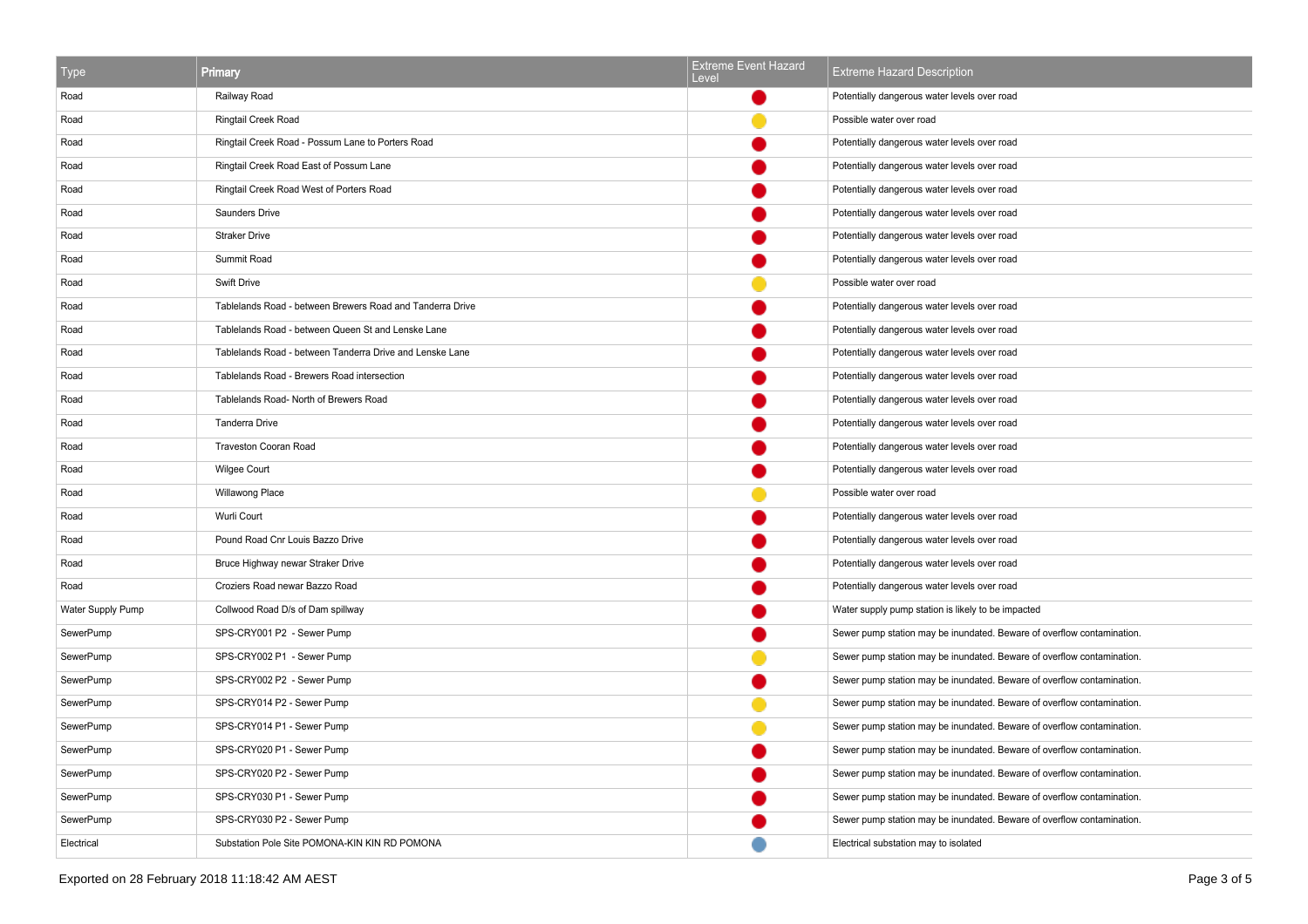| Type | Primary | Extreme Event Hazard Level | Extreme Hazard Description |
|---|---|---|---|
| Road | Railway Road | Red | Potentially dangerous water levels over road |
| Road | Ringtail Creek Road | Yellow | Possible water over road |
| Road | Ringtail Creek Road - Possum Lane to Porters Road | Red | Potentially dangerous water levels over road |
| Road | Ringtail Creek Road East of Possum Lane | Red | Potentially dangerous water levels over road |
| Road | Ringtail Creek Road West of Porters Road | Red | Potentially dangerous water levels over road |
| Road | Saunders Drive | Red | Potentially dangerous water levels over road |
| Road | Straker Drive | Red | Potentially dangerous water levels over road |
| Road | Summit Road | Red | Potentially dangerous water levels over road |
| Road | Swift Drive | Yellow | Possible water over road |
| Road | Tablelands Road - between Brewers Road and Tanderra Drive | Red | Potentially dangerous water levels over road |
| Road | Tablelands Road - between Queen St and Lenske Lane | Red | Potentially dangerous water levels over road |
| Road | Tablelands Road - between Tanderra Drive and Lenske Lane | Red | Potentially dangerous water levels over road |
| Road | Tablelands Road - Brewers Road intersection | Red | Potentially dangerous water levels over road |
| Road | Tablelands Road- North of Brewers Road | Red | Potentially dangerous water levels over road |
| Road | Tanderra Drive | Red | Potentially dangerous water levels over road |
| Road | Traveston Cooran Road | Red | Potentially dangerous water levels over road |
| Road | Wilgee Court | Red | Potentially dangerous water levels over road |
| Road | Willawong Place | Yellow | Possible water over road |
| Road | Wurli Court | Red | Potentially dangerous water levels over road |
| Road | Pound Road Cnr Louis Bazzo Drive | Red | Potentially dangerous water levels over road |
| Road | Bruce Highway newar Straker Drive | Red | Potentially dangerous water levels over road |
| Road | Croziers Road newar Bazzo Road | Red | Potentially dangerous water levels over road |
| Water Supply Pump | Collwood Road D/s of Dam spillway | Red | Water supply pump station is likely to be impacted |
| SewerPump | SPS-CRY001 P2 - Sewer Pump | Red | Sewer pump station may be inundated. Beware of overflow contamination. |
| SewerPump | SPS-CRY002 P1 - Sewer Pump | Yellow | Sewer pump station may be inundated. Beware of overflow contamination. |
| SewerPump | SPS-CRY002 P2 - Sewer Pump | Red | Sewer pump station may be inundated. Beware of overflow contamination. |
| SewerPump | SPS-CRY014 P2 - Sewer Pump | Yellow | Sewer pump station may be inundated. Beware of overflow contamination. |
| SewerPump | SPS-CRY014 P1 - Sewer Pump | Yellow | Sewer pump station may be inundated. Beware of overflow contamination. |
| SewerPump | SPS-CRY020 P1 - Sewer Pump | Red | Sewer pump station may be inundated. Beware of overflow contamination. |
| SewerPump | SPS-CRY020 P2 - Sewer Pump | Red | Sewer pump station may be inundated. Beware of overflow contamination. |
| SewerPump | SPS-CRY030 P1 - Sewer Pump | Red | Sewer pump station may be inundated. Beware of overflow contamination. |
| SewerPump | SPS-CRY030 P2 - Sewer Pump | Red | Sewer pump station may be inundated. Beware of overflow contamination. |
| Electrical | Substation Pole Site POMONA-KIN KIN RD POMONA | Blue | Electrical substation may to isolated |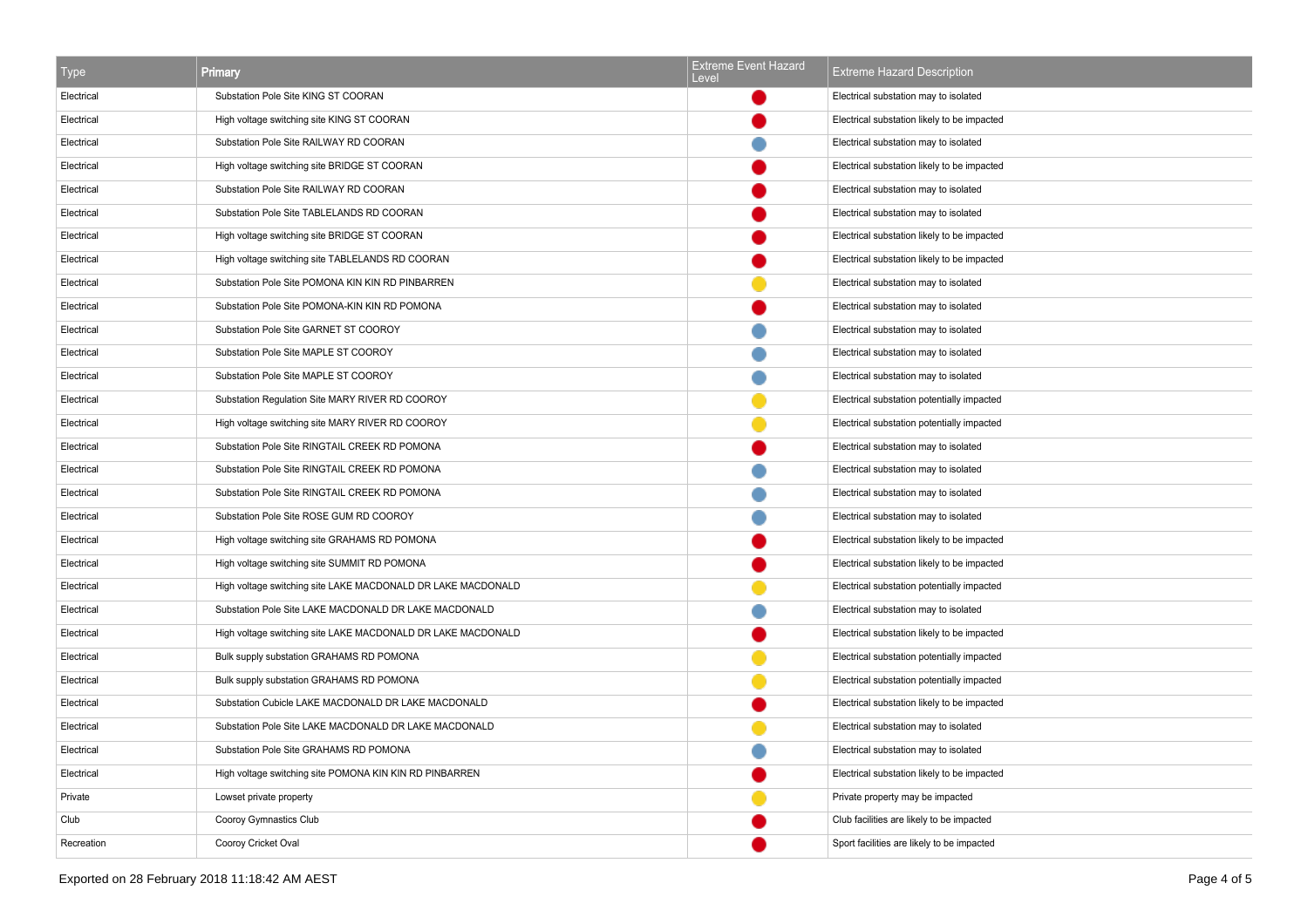| Type | Primary | Extreme Event Hazard Level | Extreme Hazard Description |
|---|---|---|---|
| Electrical | Substation Pole Site KING ST COORAN | Red | Electrical substation may to isolated |
| Electrical | High voltage switching site KING ST COORAN | Red | Electrical substation likely to be impacted |
| Electrical | Substation Pole Site RAILWAY RD COORAN | Blue | Electrical substation may to isolated |
| Electrical | High voltage switching site BRIDGE ST COORAN | Red | Electrical substation likely to be impacted |
| Electrical | Substation Pole Site RAILWAY RD COORAN | Red | Electrical substation may to isolated |
| Electrical | Substation Pole Site TABLELANDS RD COORAN | Red | Electrical substation may to isolated |
| Electrical | High voltage switching site BRIDGE ST COORAN | Red | Electrical substation likely to be impacted |
| Electrical | High voltage switching site TABLELANDS RD COORAN | Red | Electrical substation likely to be impacted |
| Electrical | Substation Pole Site POMONA KIN KIN RD PINBARREN | Yellow | Electrical substation may to isolated |
| Electrical | Substation Pole Site POMONA-KIN KIN RD POMONA | Red | Electrical substation may to isolated |
| Electrical | Substation Pole Site GARNET ST COOROY | Blue | Electrical substation may to isolated |
| Electrical | Substation Pole Site MAPLE ST COOROY | Blue | Electrical substation may to isolated |
| Electrical | Substation Pole Site MAPLE ST COOROY | Blue | Electrical substation may to isolated |
| Electrical | Substation Regulation Site MARY RIVER RD COOROY | Yellow | Electrical substation potentially impacted |
| Electrical | High voltage switching site MARY RIVER RD COOROY | Yellow | Electrical substation potentially impacted |
| Electrical | Substation Pole Site RINGTAIL CREEK RD POMONA | Red | Electrical substation may to isolated |
| Electrical | Substation Pole Site RINGTAIL CREEK RD POMONA | Blue | Electrical substation may to isolated |
| Electrical | Substation Pole Site RINGTAIL CREEK RD POMONA | Blue | Electrical substation may to isolated |
| Electrical | Substation Pole Site ROSE GUM RD COOROY | Blue | Electrical substation may to isolated |
| Electrical | High voltage switching site GRAHAMS RD POMONA | Red | Electrical substation likely to be impacted |
| Electrical | High voltage switching site SUMMIT RD POMONA | Red | Electrical substation likely to be impacted |
| Electrical | High voltage switching site LAKE MACDONALD DR LAKE MACDONALD | Yellow | Electrical substation potentially impacted |
| Electrical | Substation Pole Site LAKE MACDONALD DR LAKE MACDONALD | Blue | Electrical substation may to isolated |
| Electrical | High voltage switching site LAKE MACDONALD DR LAKE MACDONALD | Red | Electrical substation likely to be impacted |
| Electrical | Bulk supply substation GRAHAMS RD POMONA | Yellow | Electrical substation potentially impacted |
| Electrical | Bulk supply substation GRAHAMS RD POMONA | Yellow | Electrical substation potentially impacted |
| Electrical | Substation Cubicle LAKE MACDONALD DR LAKE MACDONALD | Red | Electrical substation likely to be impacted |
| Electrical | Substation Pole Site LAKE MACDONALD DR LAKE MACDONALD | Yellow | Electrical substation may to isolated |
| Electrical | Substation Pole Site GRAHAMS RD POMONA | Blue | Electrical substation may to isolated |
| Electrical | High voltage switching site POMONA KIN KIN RD PINBARREN | Red | Electrical substation likely to be impacted |
| Private | Lowset private property | Yellow | Private property may be impacted |
| Club | Cooroy Gymnastics Club | Red | Club facilities are likely to be impacted |
| Recreation | Cooroy Cricket Oval | Red | Sport facilities are likely to be impacted |

Exported on 28 February 2018 11:18:42 AM AEST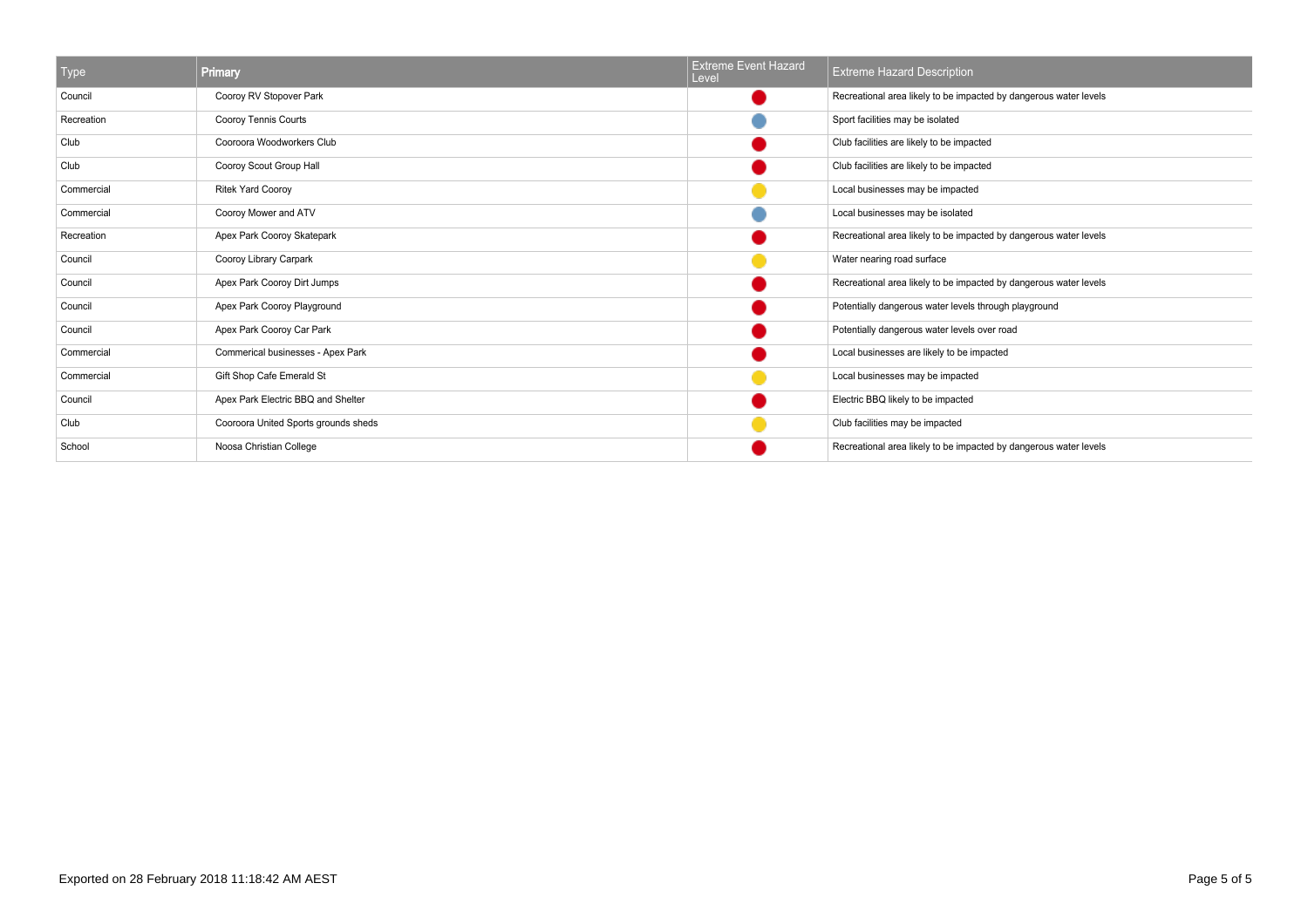| Type | Primary | Extreme Event Hazard Level | Extreme Hazard Description |
|---|---|---|---|
| Council | Cooroy RV Stopover Park | 🔴 | Recreational area likely to be impacted by dangerous water levels |
| Recreation | Cooroy Tennis Courts | 🔵 | Sport facilities may be isolated |
| Club | Cooroora Woodworkers Club | 🔴 | Club facilities are likely to be impacted |
| Club | Cooroy Scout Group Hall | 🔴 | Club facilities are likely to be impacted |
| Commercial | Ritek Yard Cooroy | 🟡 | Local businesses may be impacted |
| Commercial | Cooroy Mower and ATV | 🔵 | Local businesses may be isolated |
| Recreation | Apex Park Cooroy Skatepark | 🔴 | Recreational area likely to be impacted by dangerous water levels |
| Council | Cooroy Library Carpark | 🟡 | Water nearing road surface |
| Council | Apex Park Cooroy Dirt Jumps | 🔴 | Recreational area likely to be impacted by dangerous water levels |
| Council | Apex Park Cooroy Playground | 🔴 | Potentially dangerous water levels through playground |
| Council | Apex Park Cooroy Car Park | 🔴 | Potentially dangerous water levels over road |
| Commercial | Commerical businesses - Apex Park | 🔴 | Local businesses are likely to be impacted |
| Commercial | Gift Shop Cafe Emerald St | 🟡 | Local businesses may be impacted |
| Council | Apex Park Electric BBQ and Shelter | 🔴 | Electric BBQ likely to be impacted |
| Club | Cooroora United Sports grounds sheds | 🟡 | Club facilities may be impacted |
| School | Noosa Christian College | 🔴 | Recreational area likely to be impacted by dangerous water levels |